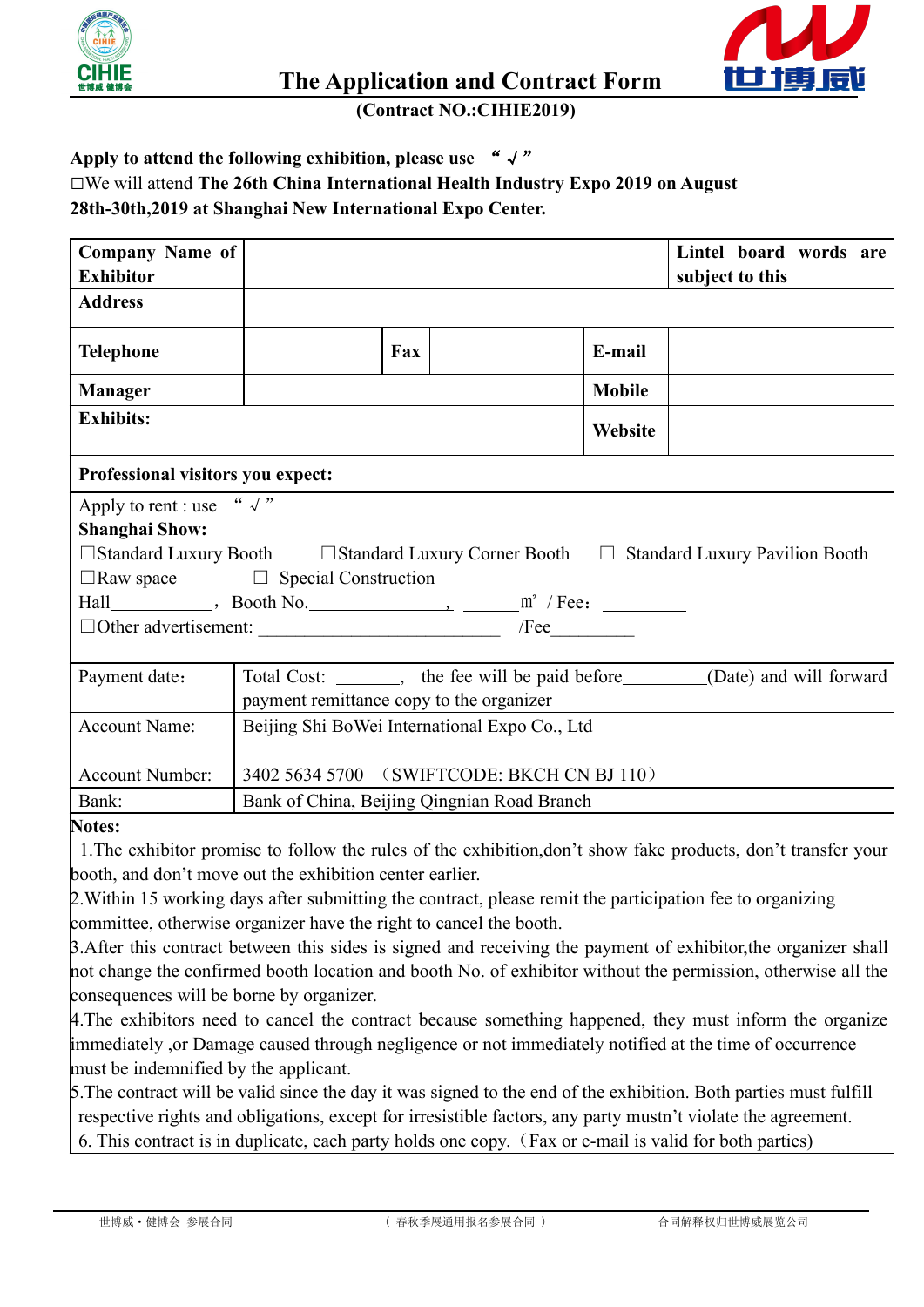# The Application and Contract Form

**(Contract NO.:CIHIE2019)**

**Apply to attend the following exhibition, please use "√"**

□We will attend **The 26th China International Health Industry Expo 2019 on August 28th-30th,2019 at Shanghai New International Expo Center.**

| **Company Name of Exhibitor** | | | | | **Lintel board words are subject to this** |
|---|---|---|---|---|---|
| **Address** | | | | | |
| **Telephone** | | **Fax** | | **E-mail** | |
| **Manager** | | | | **Mobile** | |
| **Exhibits:** | | | | **Website** | |
| **Professional visitors you expect:** | | | | | |

Apply to rent : use "√"

**Shanghai Show:**

□Standard Luxury Booth　□Standard Luxury Corner Booth　□ Standard Luxury Pavilion Booth

□Raw space　□ Special Construction

Hall__________，Booth No.______________，______㎡ / Fee：_________

□Other advertisement: _________________________ /Fee_________

| | |
|---|---|
| Payment date： | Total Cost: ______, the fee will be paid before________(Date) and will forward payment remittance copy to the organizer |
| Account Name: | Beijing Shi BoWei International Expo Co., Ltd |
| Account Number: | 3402 5634 5700 （SWIFTCODE: BKCH CN BJ 110） |
| Bank: | Bank of China, Beijing Qingnian Road Branch |

**Notes:**

1.The exhibitor promise to follow the rules of the exhibition,don't show fake products, don't transfer your booth, and don't move out the exhibition center earlier.

2.Within 15 working days after submitting the contract, please remit the participation fee to organizing committee, otherwise organizer have the right to cancel the booth.

3.After this contract between this sides is signed and receiving the payment of exhibitor,the organizer shall not change the confirmed booth location and booth No. of exhibitor without the permission, otherwise all the consequences will be borne by organizer.

4.The exhibitors need to cancel the contract because something happened, they must inform the organize immediately ,or Damage caused through negligence or not immediately notified at the time of occurrence must be indemnified by the applicant.

5.The contract will be valid since the day it was signed to the end of the exhibition. Both parties must fulfill respective rights and obligations, except for irresistible factors, any party mustn't violate the agreement.

6. This contract is in duplicate, each party holds one copy.（Fax or e-mail is valid for both parties)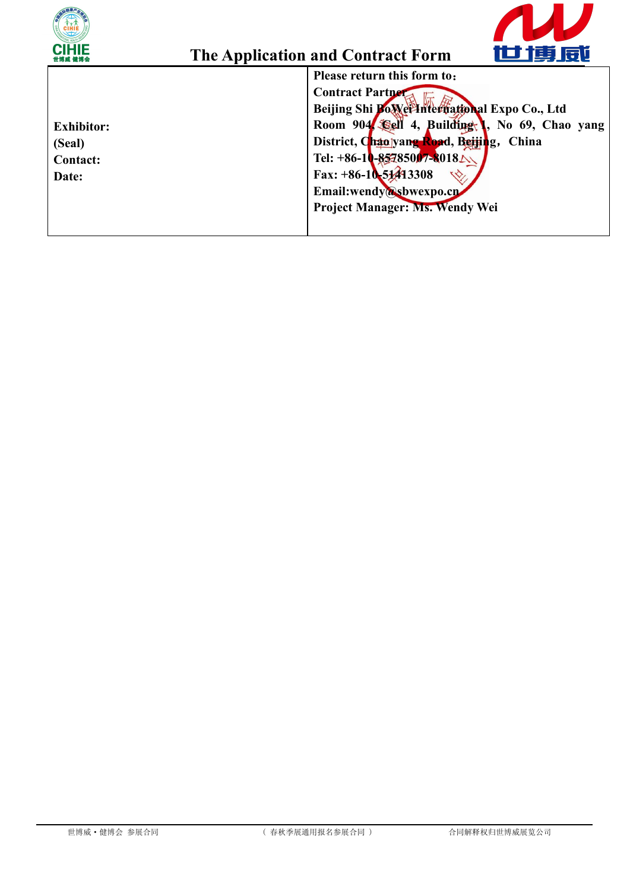# The Application and Contract Form

| | |
|---|---|
| **Exhibitor:**<br>**(Seal)**<br>**Contact:**<br>**Date:** | **Please return this form to：**<br>**Contract Partner**<br>**Beijing Shi BoWei International Expo Co., Ltd**<br>**Room 904, Cell 4, Building 1, No 69, Chao yang District, Chao yang Road, Beijing，China**<br>**Tel: +86-10-85785007-8018**<br>**Fax: +86-10-51413308**<br>**Email:wendy@sbwexpo.cn**<br>**Project Manager: Ms. Wendy Wei** |